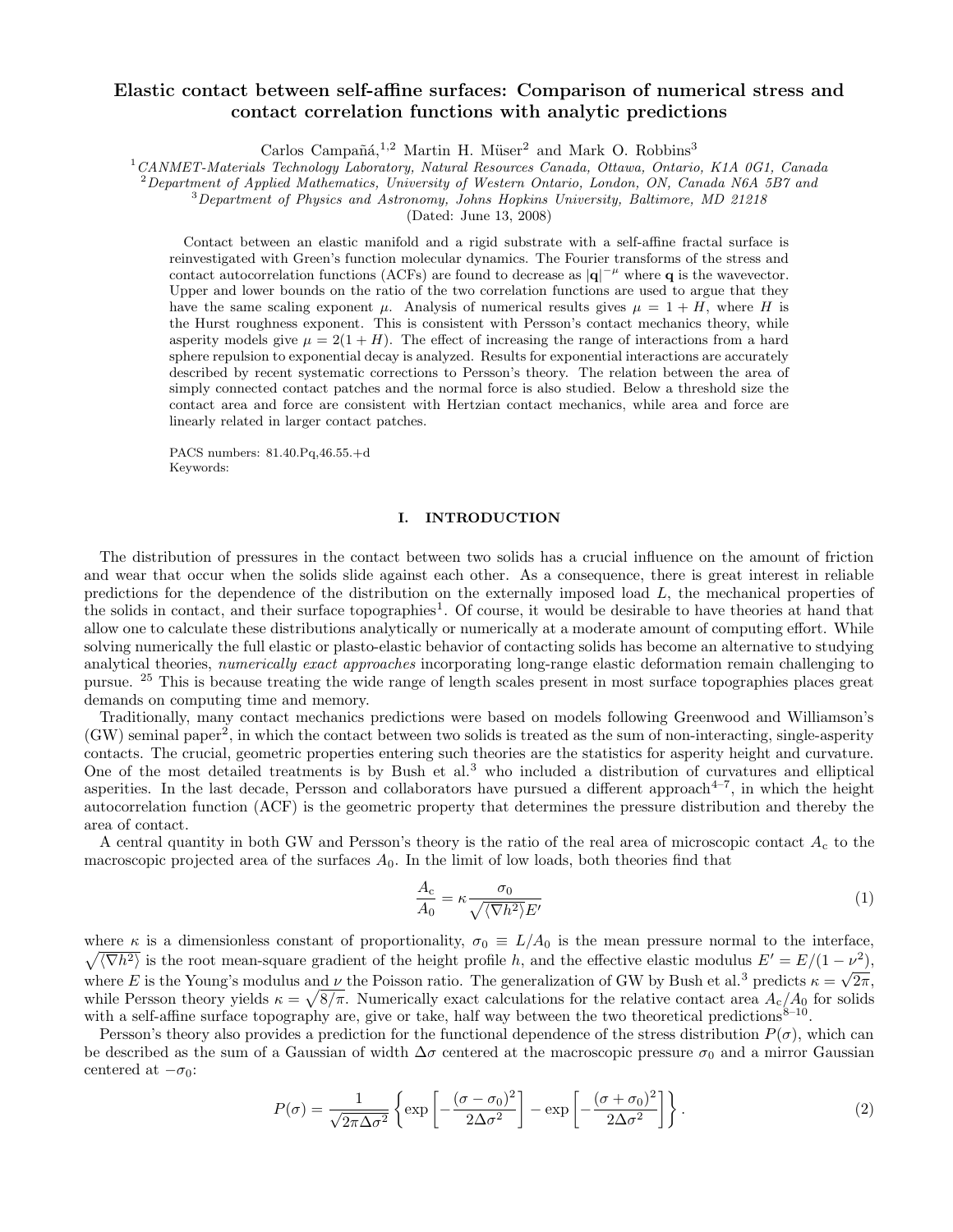# Elastic contact between self-affine surfaces: Comparison of numerical stress and contact correlation functions with analytic predictions

Carlos Campañá,[1,2] Martin H. Müser[2] and Mark O. Robbins[3]

[1] *CANMET-Materials Technology Laboratory, Natural Resources Canada, Ottawa, Ontario, K1A 0G1, Canada*
[2] *Department of Applied Mathematics, University of Western Ontario, London, ON, Canada N6A 5B7 and*
[3] *Department of Physics and Astronomy, Johns Hopkins University, Baltimore, MD 21218*

(Dated: June 13, 2008)

Contact between an elastic manifold and a rigid substrate with a self-affine fractal surface is reinvestigated with Green's function molecular dynamics. The Fourier transforms of the stress and contact autocorrelation functions (ACFs) are found to decrease as $|\mathbf{q}|^{-\mu}$ where $\mathbf{q}$ is the wavevector. Upper and lower bounds on the ratio of the two correlation functions are used to argue that they have the same scaling exponent $\mu$. Analysis of numerical results gives $\mu = 1 + H$, where $H$ is the Hurst roughness exponent. This is consistent with Persson's contact mechanics theory, while asperity models give $\mu = 2(1 + H)$. The effect of increasing the range of interactions from a hard sphere repulsion to exponential decay is analyzed. Results for exponential interactions are accurately described by recent systematic corrections to Persson's theory. The relation between the area of simply connected contact patches and the normal force is also studied. Below a threshold size the contact area and force are consistent with Hertzian contact mechanics, while area and force are linearly related in larger contact patches.

PACS numbers: 81.40.Pq,46.55.+d
Keywords:

## I. INTRODUCTION

The distribution of pressures in the contact between two solids has a crucial influence on the amount of friction and wear that occur when the solids slide against each other. As a consequence, there is great interest in reliable predictions for the dependence of the distribution on the externally imposed load $L$, the mechanical properties of the solids in contact, and their surface topographies[1]. Of course, it would be desirable to have theories at hand that allow one to calculate these distributions analytically or numerically at a moderate amount of computing effort. While solving numerically the full elastic or plasto-elastic behavior of contacting solids has become an alternative to studying analytical theories, *numerically exact approaches* incorporating long-range elastic deformation remain challenging to pursue. [25] This is because treating the wide range of length scales present in most surface topographies places great demands on computing time and memory.

Traditionally, many contact mechanics predictions were based on models following Greenwood and Williamson's (GW) seminal paper[2], in which the contact between two solids is treated as the sum of non-interacting, single-asperity contacts. The crucial, geometric properties entering such theories are the statistics for asperity height and curvature. One of the most detailed treatments is by Bush et al.[3] who included a distribution of curvatures and elliptical asperities. In the last decade, Persson and collaborators have pursued a different approach[4–7], in which the height autocorrelation function (ACF) is the geometric property that determines the pressure distribution and thereby the area of contact.

A central quantity in both GW and Persson's theory is the ratio of the real area of microscopic contact $A_c$ to the macroscopic projected area of the surfaces $A_0$. In the limit of low loads, both theories find that

$$\frac{A_c}{A_0} = \kappa \frac{\sigma_0}{\sqrt{\langle \nabla h^2 \rangle} E'} \tag{1}$$

where $\kappa$ is a dimensionless constant of proportionality, $\sigma_0 \equiv L/A_0$ is the mean pressure normal to the interface, $\sqrt{\langle \nabla h^2 \rangle}$ is the root mean-square gradient of the height profile $h$, and the effective elastic modulus $E' = E/(1 - \nu^2)$, where $E$ is the Young's modulus and $\nu$ the Poisson ratio. The generalization of GW by Bush et al.[3] predicts $\kappa = \sqrt{2\pi}$, while Persson theory yields $\kappa = \sqrt{8/\pi}$. Numerically exact calculations for the relative contact area $A_c/A_0$ for solids with a self-affine surface topography are, give or take, half way between the two theoretical predictions[8–10].

Persson's theory also provides a prediction for the functional dependence of the stress distribution $P(\sigma)$, which can be described as the sum of a Gaussian of width $\Delta\sigma$ centered at the macroscopic pressure $\sigma_0$ and a mirror Gaussian centered at $-\sigma_0$:

$$P(\sigma) = \frac{1}{\sqrt{2\pi\Delta\sigma^2}} \left\{ \exp\left[ -\frac{(\sigma - \sigma_0)^2}{2\Delta\sigma^2} \right] - \exp\left[ -\frac{(\sigma + \sigma_0)^2}{2\Delta\sigma^2} \right] \right\}. \tag{2}$$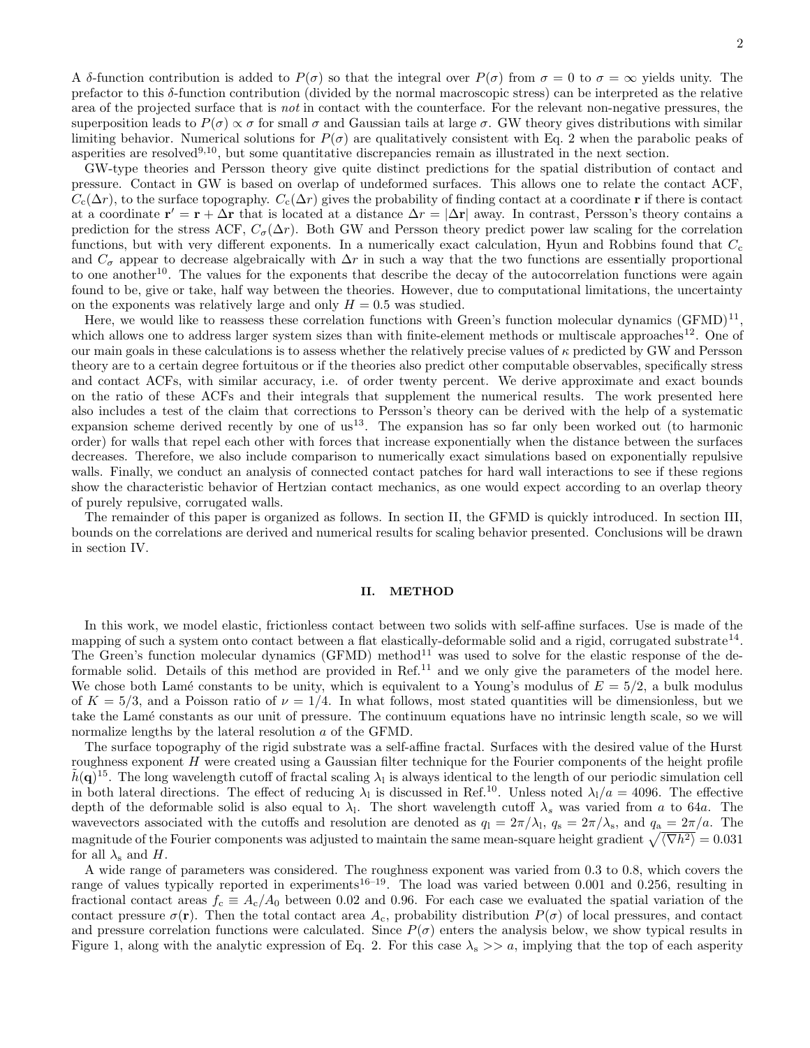A $\delta$-function contribution is added to $P(\sigma)$ so that the integral over $P(\sigma)$ from $\sigma = 0$ to $\sigma = \infty$ yields unity. The prefactor to this $\delta$-function contribution (divided by the normal macroscopic stress) can be interpreted as the relative area of the projected surface that is *not* in contact with the counterface. For the relevant non-negative pressures, the superposition leads to $P(\sigma) \propto \sigma$ for small $\sigma$ and Gaussian tails at large $\sigma$. GW theory gives distributions with similar limiting behavior. Numerical solutions for $P(\sigma)$ are qualitatively consistent with Eq. 2 when the parabolic peaks of asperities are resolved[9,10], but some quantitative discrepancies remain as illustrated in the next section.

GW-type theories and Persson theory give quite distinct predictions for the spatial distribution of contact and pressure. Contact in GW is based on overlap of undeformed surfaces. This allows one to relate the contact ACF, $C_c(\Delta r)$, to the surface topography. $C_c(\Delta r)$ gives the probability of finding contact at a coordinate $\mathbf{r}$ if there is contact at a coordinate $\mathbf{r}' = \mathbf{r} + \Delta\mathbf{r}$ that is located at a distance $\Delta r = |\Delta\mathbf{r}|$ away. In contrast, Persson's theory contains a prediction for the stress ACF, $C_\sigma(\Delta r)$. Both GW and Persson theory predict power law scaling for the correlation functions, but with very different exponents. In a numerically exact calculation, Hyun and Robbins found that $C_c$ and $C_\sigma$ appear to decrease algebraically with $\Delta r$ in such a way that the two functions are essentially proportional to one another[10]. The values for the exponents that describe the decay of the autocorrelation functions were again found to be, give or take, half way between the theories. However, due to computational limitations, the uncertainty on the exponents was relatively large and only $H = 0.5$ was studied.

Here, we would like to reassess these correlation functions with Green's function molecular dynamics (GFMD)[11], which allows one to address larger system sizes than with finite-element methods or multiscale approaches[12]. One of our main goals in these calculations is to assess whether the relatively precise values of $\kappa$ predicted by GW and Persson theory are to a certain degree fortuitous or if the theories also predict other computable observables, specifically stress and contact ACFs, with similar accuracy, i.e. of order twenty percent. We derive approximate and exact bounds on the ratio of these ACFs and their integrals that supplement the numerical results. The work presented here also includes a test of the claim that corrections to Persson's theory can be derived with the help of a systematic expansion scheme derived recently by one of us[13]. The expansion has so far only been worked out (to harmonic order) for walls that repel each other with forces that increase exponentially when the distance between the surfaces decreases. Therefore, we also include comparison to numerically exact simulations based on exponentially repulsive walls. Finally, we conduct an analysis of connected contact patches for hard wall interactions to see if these regions show the characteristic behavior of Hertzian contact mechanics, as one would expect according to an overlap theory of purely repulsive, corrugated walls.

The remainder of this paper is organized as follows. In section II, the GFMD is quickly introduced. In section III, bounds on the correlations are derived and numerical results for scaling behavior presented. Conclusions will be drawn in section IV.

## II. METHOD

In this work, we model elastic, frictionless contact between two solids with self-affine surfaces. Use is made of the mapping of such a system onto contact between a flat elastically-deformable solid and a rigid, corrugated substrate[14]. The Green's function molecular dynamics (GFMD) method[11] was used to solve for the elastic response of the deformable solid. Details of this method are provided in Ref.[11] and we only give the parameters of the model here. We chose both Lamé constants to be unity, which is equivalent to a Young's modulus of $E = 5/2$, a bulk modulus of $K = 5/3$, and a Poisson ratio of $\nu = 1/4$. In what follows, most stated quantities will be dimensionless, but we take the Lamé constants as our unit of pressure. The continuum equations have no intrinsic length scale, so we will normalize lengths by the lateral resolution $a$ of the GFMD.

The surface topography of the rigid substrate was a self-affine fractal. Surfaces with the desired value of the Hurst roughness exponent $H$ were created using a Gaussian filter technique for the Fourier components of the height profile $\tilde{h}(\mathbf{q})$[15]. The long wavelength cutoff of fractal scaling $\lambda_l$ is always identical to the length of our periodic simulation cell in both lateral directions. The effect of reducing $\lambda_l$ is discussed in Ref.[10]. Unless noted $\lambda_l/a = 4096$. The effective depth of the deformable solid is also equal to $\lambda_l$. The short wavelength cutoff $\lambda_s$ was varied from $a$ to $64a$. The wavevectors associated with the cutoffs and resolution are denoted as $q_l = 2\pi/\lambda_l$, $q_s = 2\pi/\lambda_s$, and $q_a = 2\pi/a$. The magnitude of the Fourier components was adjusted to maintain the same mean-square height gradient $\sqrt{\langle \nabla h^2 \rangle} = 0.031$ for all $\lambda_s$ and $H$.

A wide range of parameters was considered. The roughness exponent was varied from 0.3 to 0.8, which covers the range of values typically reported in experiments[16–19]. The load was varied between 0.001 and 0.256, resulting in fractional contact areas $f_c \equiv A_c/A_0$ between 0.02 and 0.96. For each case we evaluated the spatial variation of the contact pressure $\sigma(\mathbf{r})$. Then the total contact area $A_c$, probability distribution $P(\sigma)$ of local pressures, and contact and pressure correlation functions were calculated. Since $P(\sigma)$ enters the analysis below, we show typical results in Figure 1, along with the analytic expression of Eq. 2. For this case $\lambda_s >> a$, implying that the top of each asperity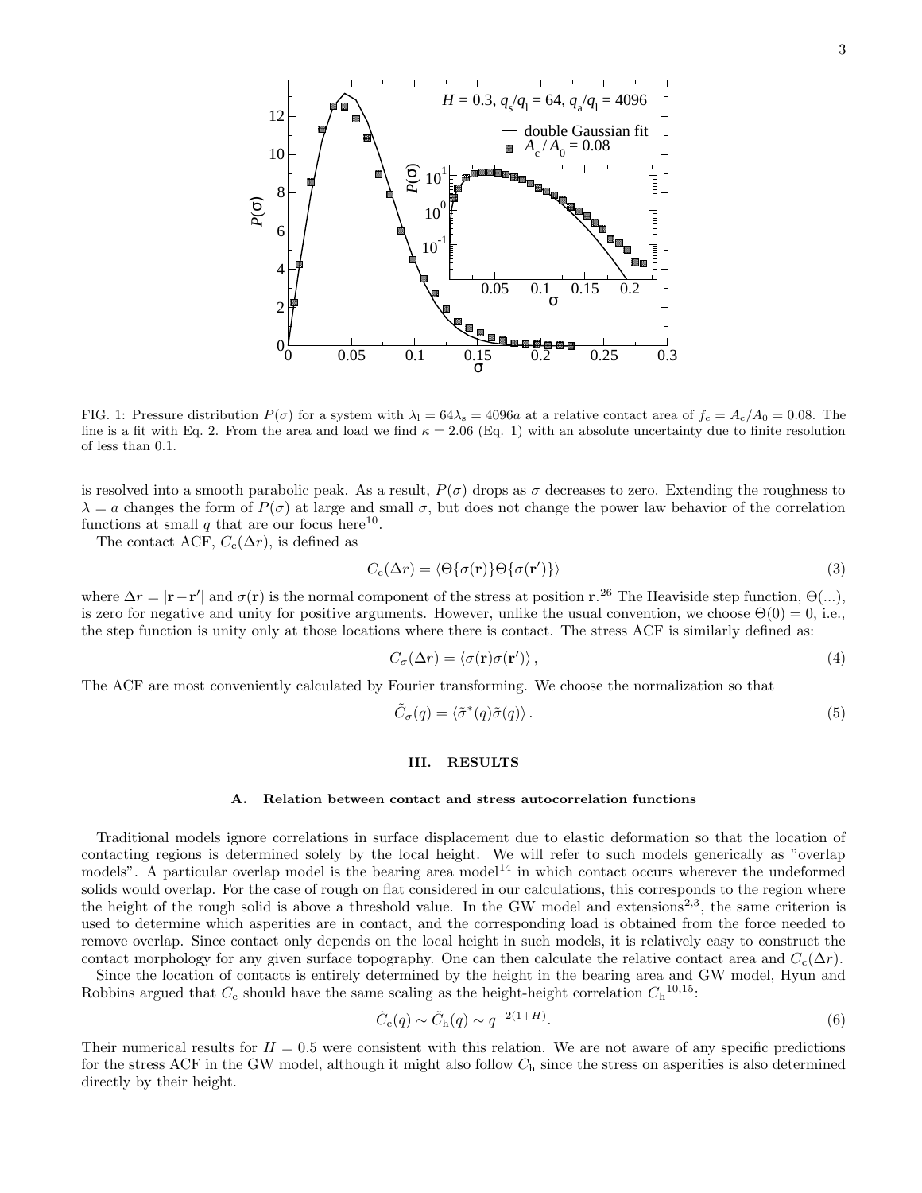FIG. 1: Pressure distribution $P(\sigma)$ for a system with $\lambda_{\rm l} = 64\lambda_{\rm s} = 4096a$ at a relative contact area of $f_{\rm c} = A_{\rm c}/A_0 = 0.08$. The line is a fit with Eq. 2. From the area and load we find $\kappa = 2.06$ (Eq. 1) with an absolute uncertainty due to finite resolution of less than 0.1.

is resolved into a smooth parabolic peak. As a result, $P(\sigma)$ drops as $\sigma$ decreases to zero. Extending the roughness to $\lambda = a$ changes the form of $P(\sigma)$ at large and small $\sigma$, but does not change the power law behavior of the correlation functions at small $q$ that are our focus here[10].

The contact ACF, $C_{\rm c}(\Delta r)$, is defined as

$$C_{\rm c}(\Delta r) = \langle \Theta\{\sigma(\mathbf{r})\}\Theta\{\sigma(\mathbf{r}')\}\rangle \tag{3}$$

where $\Delta r = |\mathbf{r} - \mathbf{r}'|$ and $\sigma(\mathbf{r})$ is the normal component of the stress at position $\mathbf{r}$.[26] The Heaviside step function, $\Theta(...)$, is zero for negative and unity for positive arguments. However, unlike the usual convention, we choose $\Theta(0) = 0$, i.e., the step function is unity only at those locations where there is contact. The stress ACF is similarly defined as:

$$C_\sigma(\Delta r) = \langle \sigma(\mathbf{r})\sigma(\mathbf{r}')\rangle\,, \tag{4}$$

The ACF are most conveniently calculated by Fourier transforming. We choose the normalization so that

$$\tilde{C}_\sigma(q) = \langle \tilde{\sigma}^*(q)\tilde{\sigma}(q)\rangle\,. \tag{5}$$

## III. RESULTS

### A. Relation between contact and stress autocorrelation functions

Traditional models ignore correlations in surface displacement due to elastic deformation so that the location of contacting regions is determined solely by the local height. We will refer to such models generically as "overlap models". A particular overlap model is the bearing area model[14] in which contact occurs wherever the undeformed solids would overlap. For the case of rough on flat considered in our calculations, this corresponds to the region where the height of the rough solid is above a threshold value. In the GW model and extensions[2,3], the same criterion is used to determine which asperities are in contact, and the corresponding load is obtained from the force needed to remove overlap. Since contact only depends on the local height in such models, it is relatively easy to construct the contact morphology for any given surface topography. One can then calculate the relative contact area and $C_{\rm c}(\Delta r)$.

Since the location of contacts is entirely determined by the height in the bearing area and GW model, Hyun and Robbins argued that $C_{\rm c}$ should have the same scaling as the height-height correlation $C_{\rm h}$[10,15]:

$$\tilde{C}_{\rm c}(q) \sim \tilde{C}_{\rm h}(q) \sim q^{-2(1+H)}. \tag{6}$$

Their numerical results for $H = 0.5$ were consistent with this relation. We are not aware of any specific predictions for the stress ACF in the GW model, although it might also follow $C_{\rm h}$ since the stress on asperities is also determined directly by their height.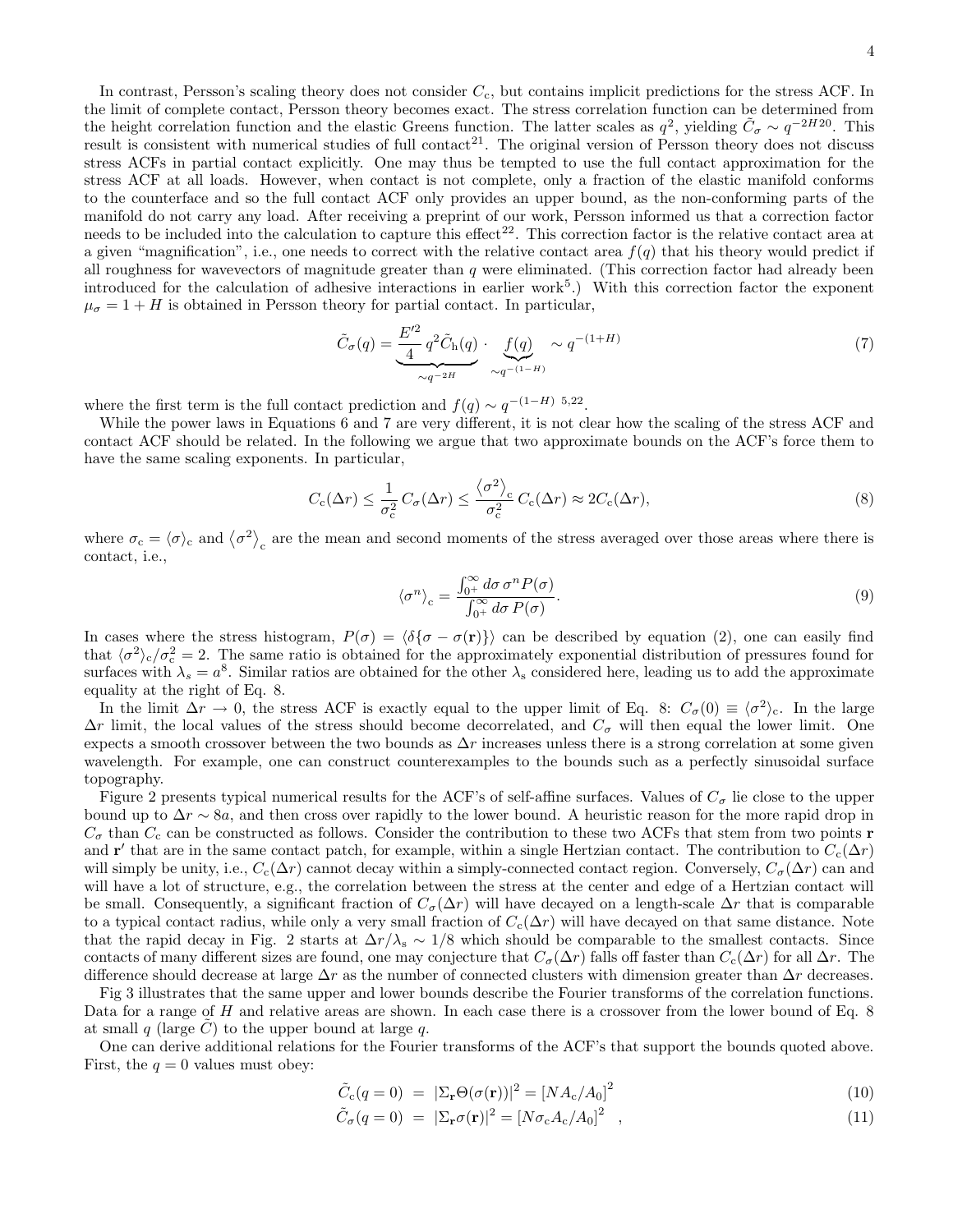In contrast, Persson's scaling theory does not consider $C_c$, but contains implicit predictions for the stress ACF. In the limit of complete contact, Persson theory becomes exact. The stress correlation function can be determined from the height correlation function and the elastic Greens function. The latter scales as $q^2$, yielding $\tilde{C}_\sigma \sim q^{-2H}$[20]. This result is consistent with numerical studies of full contact[21]. The original version of Persson theory does not discuss stress ACFs in partial contact explicitly. One may thus be tempted to use the full contact approximation for the stress ACF at all loads. However, when contact is not complete, only a fraction of the elastic manifold conforms to the counterface and so the full contact ACF only provides an upper bound, as the non-conforming parts of the manifold do not carry any load. After receiving a preprint of our work, Persson informed us that a correction factor needs to be included into the calculation to capture this effect[22]. This correction factor is the relative contact area at a given "magnification", i.e., one needs to correct with the relative contact area $f(q)$ that his theory would predict if all roughness for wavevectors of magnitude greater than $q$ were eliminated. (This correction factor had already been introduced for the calculation of adhesive interactions in earlier work[5].) With this correction factor the exponent $\mu_\sigma = 1 + H$ is obtained in Persson theory for partial contact. In particular,

$$\tilde{C}_\sigma(q) = \underbrace{\frac{E'^2}{4}\, q^2 \tilde{C}_\mathrm{h}(q)}_{\sim q^{-2H}} \cdot \underbrace{f(q)}_{\sim q^{-(1-H)}} \sim q^{-(1+H)} \tag{7}$$

where the first term is the full contact prediction and $f(q) \sim q^{-(1-H)}$ [5,22].

While the power laws in Equations 6 and 7 are very different, it is not clear how the scaling of the stress ACF and contact ACF should be related. In the following we argue that two approximate bounds on the ACF's force them to have the same scaling exponents. In particular,

$$C_\mathrm{c}(\Delta r) \leq \frac{1}{\sigma_\mathrm{c}^2}\, C_\sigma(\Delta r) \leq \frac{\left\langle \sigma^2 \right\rangle_\mathrm{c}}{\sigma_\mathrm{c}^2}\, C_\mathrm{c}(\Delta r) \approx 2 C_\mathrm{c}(\Delta r), \tag{8}$$

where $\sigma_\mathrm{c} = \langle \sigma \rangle_\mathrm{c}$ and $\left\langle \sigma^2 \right\rangle_\mathrm{c}$ are the mean and second moments of the stress averaged over those areas where there is contact, i.e.,

$$\langle \sigma^n \rangle_\mathrm{c} = \frac{\int_{0^+}^{\infty} d\sigma\, \sigma^n P(\sigma)}{\int_{0^+}^{\infty} d\sigma\, P(\sigma)}. \tag{9}$$

In cases where the stress histogram, $P(\sigma) = \langle \delta\{\sigma - \sigma(\mathbf{r})\} \rangle$ can be described by equation (2), one can easily find that $\langle \sigma^2 \rangle_\mathrm{c} / \sigma_\mathrm{c}^2 = 2$. The same ratio is obtained for the approximately exponential distribution of pressures found for surfaces with $\lambda_s = a^8$. Similar ratios are obtained for the other $\lambda_\mathrm{s}$ considered here, leading us to add the approximate equality at the right of Eq. 8.

In the limit $\Delta r \to 0$, the stress ACF is exactly equal to the upper limit of Eq. 8: $C_\sigma(0) \equiv \langle \sigma^2 \rangle_\mathrm{c}$. In the large $\Delta r$ limit, the local values of the stress should become decorrelated, and $C_\sigma$ will then equal the lower limit. One expects a smooth crossover between the two bounds as $\Delta r$ increases unless there is a strong correlation at some given wavelength. For example, one can construct counterexamples to the bounds such as a perfectly sinusoidal surface topography.

Figure 2 presents typical numerical results for the ACF's of self-affine surfaces. Values of $C_\sigma$ lie close to the upper bound up to $\Delta r \sim 8a$, and then cross over rapidly to the lower bound. A heuristic reason for the more rapid drop in $C_\sigma$ than $C_\mathrm{c}$ can be constructed as follows. Consider the contribution to these two ACFs that stem from two points $\mathbf{r}$ and $\mathbf{r}'$ that are in the same contact patch, for example, within a single Hertzian contact. The contribution to $C_\mathrm{c}(\Delta r)$ will simply be unity, i.e., $C_\mathrm{c}(\Delta r)$ cannot decay within a simply-connected contact region. Conversely, $C_\sigma(\Delta r)$ can and will have a lot of structure, e.g., the correlation between the stress at the center and edge of a Hertzian contact will be small. Consequently, a significant fraction of $C_\sigma(\Delta r)$ will have decayed on a length-scale $\Delta r$ that is comparable to a typical contact radius, while only a very small fraction of $C_\mathrm{c}(\Delta r)$ will have decayed on that same distance. Note that the rapid decay in Fig. 2 starts at $\Delta r / \lambda_\mathrm{s} \sim 1/8$ which should be comparable to the smallest contacts. Since contacts of many different sizes are found, one may conjecture that $C_\sigma(\Delta r)$ falls off faster than $C_\mathrm{c}(\Delta r)$ for all $\Delta r$. The difference should decrease at large $\Delta r$ as the number of connected clusters with dimension greater than $\Delta r$ decreases.

Fig 3 illustrates that the same upper and lower bounds describe the Fourier transforms of the correlation functions. Data for a range of $H$ and relative areas are shown. In each case there is a crossover from the lower bound of Eq. 8 at small $q$ (large $\tilde{C}$) to the upper bound at large $q$.

One can derive additional relations for the Fourier transforms of the ACF's that support the bounds quoted above. First, the $q = 0$ values must obey:

$$\tilde{C}_\mathrm{c}(q = 0) \;=\; |\Sigma_\mathbf{r} \Theta(\sigma(\mathbf{r}))|^2 = \left[N A_\mathrm{c} / A_0\right]^2 \tag{10}$$

$$\tilde{C}_\sigma(q = 0) \;=\; |\Sigma_\mathbf{r} \sigma(\mathbf{r})|^2 = \left[N \sigma_\mathrm{c} A_\mathrm{c} / A_0\right]^2 \quad , \tag{11}$$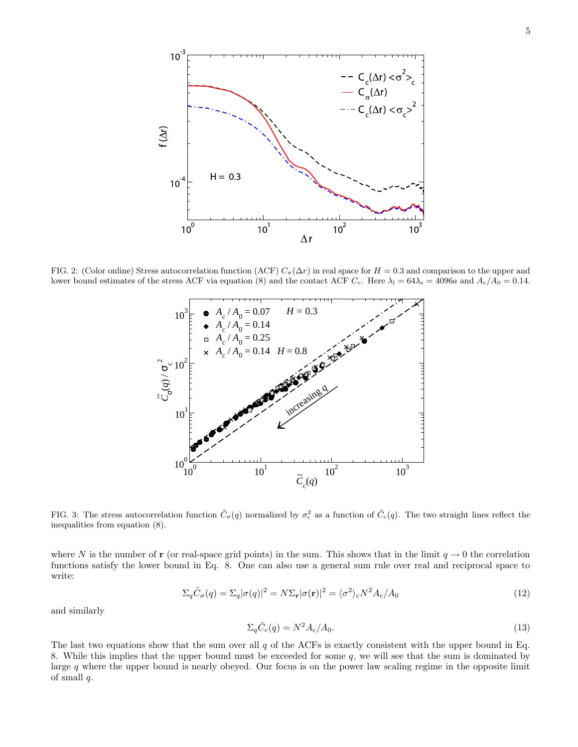FIG. 2: (Color online) Stress autocorrelation function (ACF) $C_\sigma(\Delta r)$ in real space for $H = 0.3$ and comparison to the upper and lower bound estimates of the stress ACF via equation (8) and the contact ACF $C_\mathrm{c}$. Here $\lambda_\mathrm{l} = 64\lambda_\mathrm{s} = 4096a$ and $A_\mathrm{c}/A_0 = 0.14$.

FIG. 3: The stress autocorrelation function $\tilde{C}_\sigma(q)$ normalized by $\sigma_\mathrm{c}^2$ as a function of $\tilde{C}_\mathrm{c}(q)$. The two straight lines reflect the inequalities from equation (8).

where $N$ is the number of $\mathbf{r}$ (or real-space grid points) in the sum. This shows that in the limit $q \to 0$ the correlation functions satisfy the lower bound in Eq. 8. One can also use a general sum rule over real and reciprocal space to write:

$$\Sigma_q \tilde{C}_\sigma(q) = \Sigma_q |\sigma(q)|^2 = N \Sigma_\mathbf{r} |\sigma(\mathbf{r})|^2 = \langle \sigma^2 \rangle_\mathrm{c} N^2 A_\mathrm{c}/A_0 \tag{12}$$

and similarly

$$\Sigma_q \tilde{C}_\mathrm{c}(q) = N^2 A_\mathrm{c}/A_0. \tag{13}$$

The last two equations show that the sum over all $q$ of the ACFs is exactly consistent with the upper bound in Eq. 8. While this implies that the upper bound must be exceeded for some $q$, we will see that the sum is dominated by large $q$ where the upper bound is nearly obeyed. Our focus is on the power law scaling regime in the opposite limit of small $q$.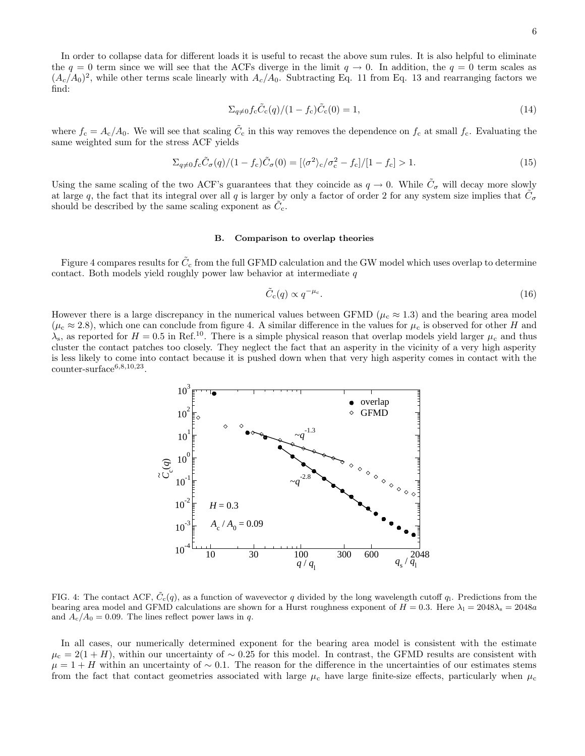In order to collapse data for different loads it is useful to recast the above sum rules. It is also helpful to eliminate the $q = 0$ term since we will see that the ACFs diverge in the limit $q \to 0$. In addition, the $q = 0$ term scales as $(A_c/A_0)^2$, while other terms scale linearly with $A_c/A_0$. Subtracting Eq. 11 from Eq. 13 and rearranging factors we find:

$$\Sigma_{q\neq 0} f_c \tilde{C}_c(q)/(1-f_c)\tilde{C}_c(0) = 1, \tag{14}$$

where $f_c = A_c/A_0$. We will see that scaling $\tilde{C}_c$ in this way removes the dependence on $f_c$ at small $f_c$. Evaluating the same weighted sum for the stress ACF yields

$$\Sigma_{q\neq 0} f_c \tilde{C}_\sigma(q)/(1-f_c)\tilde{C}_\sigma(0) = [\langle\sigma^2\rangle_c/\sigma_c^2 - f_c]/[1-f_c] > 1. \tag{15}$$

Using the same scaling of the two ACF's guarantees that they coincide as $q \to 0$. While $\tilde{C}_\sigma$ will decay more slowly at large $q$, the fact that its integral over all $q$ is larger by only a factor of order 2 for any system size implies that $\tilde{C}_\sigma$ should be described by the same scaling exponent as $\tilde{C}_c$.

### B. Comparison to overlap theories

Figure 4 compares results for $\tilde{C}_c$ from the full GFMD calculation and the GW model which uses overlap to determine contact. Both models yield roughly power law behavior at intermediate $q$

$$\tilde{C}_c(q) \propto q^{-\mu_c}. \tag{16}$$

However there is a large discrepancy in the numerical values between GFMD ($\mu_c \approx 1.3$) and the bearing area model ($\mu_c \approx 2.8$), which one can conclude from figure 4. A similar difference in the values for $\mu_c$ is observed for other $H$ and $\lambda_s$, as reported for $H = 0.5$ in Ref.[10]. There is a simple physical reason that overlap models yield larger $\mu_c$ and thus cluster the contact patches too closely. They neglect the fact that an asperity in the vicinity of a very high asperity is less likely to come into contact because it is pushed down when that very high asperity comes in contact with the counter-surface[6,8,10,23].

FIG. 4: The contact ACF, $\tilde{C}_c(q)$, as a function of wavevector $q$ divided by the long wavelength cutoff $q_l$. Predictions from the bearing area model and GFMD calculations are shown for a Hurst roughness exponent of $H = 0.3$. Here $\lambda_l = 2048\lambda_s = 2048a$ and $A_c/A_0 = 0.09$. The lines reflect power laws in $q$.

In all cases, our numerically determined exponent for the bearing area model is consistent with the estimate $\mu_c = 2(1 + H)$, within our uncertainty of $\sim 0.25$ for this model. In contrast, the GFMD results are consistent with $\mu = 1 + H$ within an uncertainty of $\sim 0.1$. The reason for the difference in the uncertainties of our estimates stems from the fact that contact geometries associated with large $\mu_c$ have large finite-size effects, particularly when $\mu_c$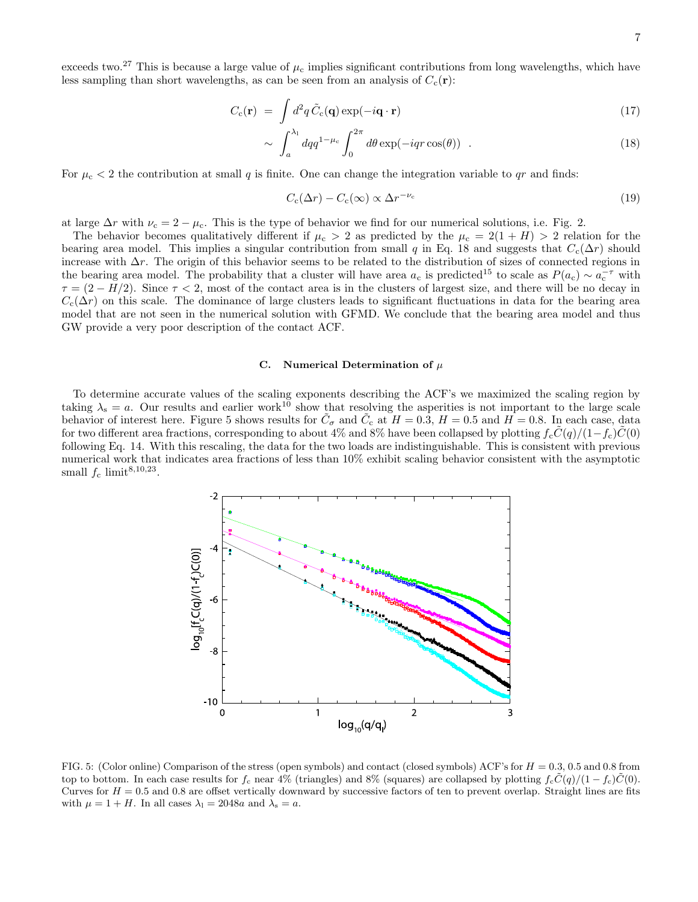exceeds two.[27] This is because a large value of $\mu_c$ implies significant contributions from long wavelengths, which have less sampling than short wavelengths, as can be seen from an analysis of $C_c(\mathbf{r})$:

$$C_c(\mathbf{r}) = \int d^2q\, \tilde{C}_c(\mathbf{q}) \exp(-i\mathbf{q}\cdot\mathbf{r}) \tag{17}$$

$$\sim \int_a^{\lambda_l} dq q^{1-\mu_c} \int_0^{2\pi} d\theta \exp(-iqr\cos(\theta)) \quad . \tag{18}$$

For $\mu_c < 2$ the contribution at small $q$ is finite. One can change the integration variable to $qr$ and finds:

$$C_c(\Delta r) - C_c(\infty) \propto \Delta r^{-\nu_c} \tag{19}$$

at large $\Delta r$ with $\nu_c = 2 - \mu_c$. This is the type of behavior we find for our numerical solutions, i.e. Fig. 2.

The behavior becomes qualitatively different if $\mu_c > 2$ as predicted by the $\mu_c = 2(1+H) > 2$ relation for the bearing area model. This implies a singular contribution from small $q$ in Eq. 18 and suggests that $C_c(\Delta r)$ should increase with $\Delta r$. The origin of this behavior seems to be related to the distribution of sizes of connected regions in the bearing area model. The probability that a cluster will have area $a_c$ is predicted[15] to scale as $P(a_c) \sim a_c^{-\tau}$ with $\tau = (2 - H/2)$. Since $\tau < 2$, most of the contact area is in the clusters of largest size, and there will be no decay in $C_c(\Delta r)$ on this scale. The dominance of large clusters leads to significant fluctuations in data for the bearing area model that are not seen in the numerical solution with GFMD. We conclude that the bearing area model and thus GW provide a very poor description of the contact ACF.

### C. Numerical Determination of $\mu$

To determine accurate values of the scaling exponents describing the ACF's we maximized the scaling region by taking $\lambda_s = a$. Our results and earlier work[10] show that resolving the asperities is not important to the large scale behavior of interest here. Figure 5 shows results for $\tilde{C}_\sigma$ and $\tilde{C}_c$ at $H = 0.3$, $H = 0.5$ and $H = 0.8$. In each case, data for two different area fractions, corresponding to about 4% and 8% have been collapsed by plotting $f_c\tilde{C}(q)/(1-f_c)\tilde{C}(0)$ following Eq. 14. With this rescaling, the data for the two loads are indistinguishable. This is consistent with previous numerical work that indicates area fractions of less than 10% exhibit scaling behavior consistent with the asymptotic small $f_c$ limit[8,10,23].

FIG. 5: (Color online) Comparison of the stress (open symbols) and contact (closed symbols) ACF's for $H = 0.3$, 0.5 and 0.8 from top to bottom. In each case results for $f_c$ near 4% (triangles) and 8% (squares) are collapsed by plotting $f_c\tilde{C}(q)/(1-f_c)\tilde{C}(0)$. Curves for $H = 0.5$ and 0.8 are offset vertically downward by successive factors of ten to prevent overlap. Straight lines are fits with $\mu = 1 + H$. In all cases $\lambda_l = 2048a$ and $\lambda_s = a$.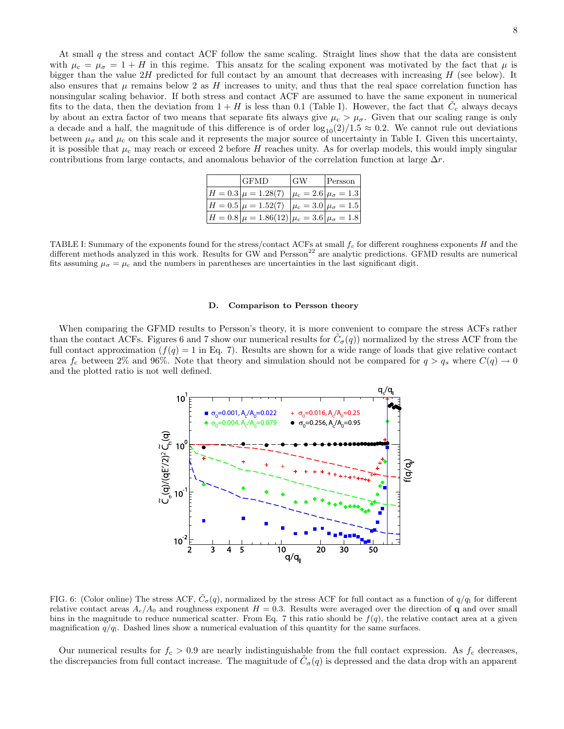At small $q$ the stress and contact ACF follow the same scaling. Straight lines show that the data are consistent with $\mu_c = \mu_\sigma = 1 + H$ in this regime. This ansatz for the scaling exponent was motivated by the fact that $\mu$ is bigger than the value $2H$ predicted for full contact by an amount that decreases with increasing $H$ (see below). It also ensures that $\mu$ remains below 2 as $H$ increases to unity, and thus that the real space correlation function has nonsingular scaling behavior. If both stress and contact ACF are assumed to have the same exponent in numerical fits to the data, then the deviation from $1 + H$ is less than 0.1 (Table I). However, the fact that $\tilde{C}_c$ always decays by about an extra factor of two means that separate fits always give $\mu_c > \mu_\sigma$. Given that our scaling range is only a decade and a half, the magnitude of this difference is of order $\log_{10}(2)/1.5 \approx 0.2$. We cannot rule out deviations between $\mu_\sigma$ and $\mu_c$ on this scale and it represents the major source of uncertainty in Table I. Given this uncertainty, it is possible that $\mu_c$ may reach or exceed 2 before $H$ reaches unity. As for overlap models, this would imply singular contributions from large contacts, and anomalous behavior of the correlation function at large $\Delta r$.

| | GFMD | GW | Persson |
|---|---|---|---|
| $H = 0.3$ | $\mu = 1.28(7)$ | $\mu_c = 2.6$ | $\mu_\sigma = 1.3$ |
| $H = 0.5$ | $\mu = 1.52(7)$ | $\mu_c = 3.0$ | $\mu_\sigma = 1.5$ |
| $H = 0.8$ | $\mu = 1.86(12)$ | $\mu_c = 3.6$ | $\mu_\sigma = 1.8$ |

TABLE I: Summary of the exponents found for the stress/contact ACFs at small $f_c$ for different roughness exponents $H$ and the different methods analyzed in this work. Results for GW and Persson[22] are analytic predictions. GFMD results are numerical fits assuming $\mu_\sigma = \mu_c$ and the numbers in parentheses are uncertainties in the last significant digit.

### D. Comparison to Persson theory

When comparing the GFMD results to Persson's theory, it is more convenient to compare the stress ACFs rather than the contact ACFs. Figures 6 and 7 show our numerical results for $\tilde{C}_\sigma(q)$) normalized by the stress ACF from the full contact approximation ($f(q) = 1$ in Eq. 7). Results are shown for a wide range of loads that give relative contact area $f_c$ between 2% and 96%. Note that theory and simulation should not be compared for $q > q_s$ where $C(q) \to 0$ and the plotted ratio is not well defined.

FIG. 6: (Color online) The stress ACF, $\tilde{C}_\sigma(q)$, normalized by the stress ACF for full contact as a function of $q/q_l$ for different relative contact areas $A_c/A_0$ and roughness exponent $H = 0.3$. Results were averaged over the direction of $\mathbf{q}$ and over small bins in the magnitude to reduce numerical scatter. From Eq. 7 this ratio should be $f(q)$, the relative contact area at a given magnification $q/q_l$. Dashed lines show a numerical evaluation of this quantity for the same surfaces.

Our numerical results for $f_c > 0.9$ are nearly indistinguishable from the full contact expression. As $f_c$ decreases, the discrepancies from full contact increase. The magnitude of $\tilde{C}_\sigma(q)$ is depressed and the data drop with an apparent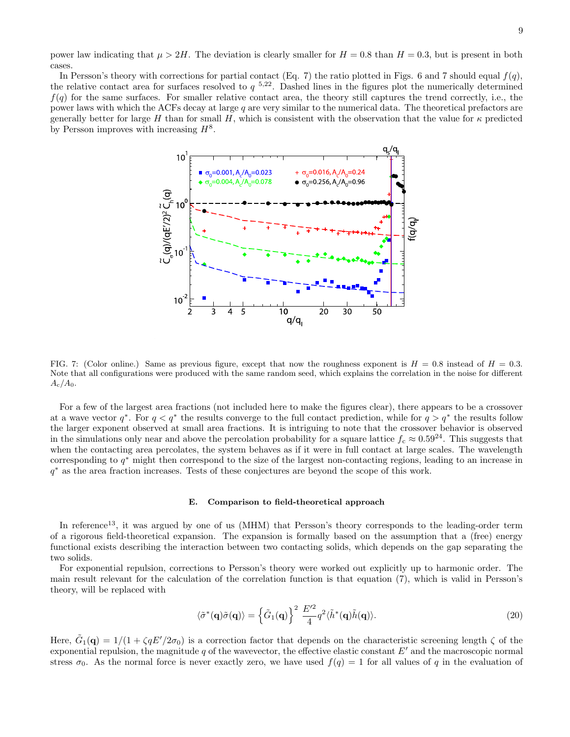power law indicating that $\mu > 2H$. The deviation is clearly smaller for $H = 0.8$ than $H = 0.3$, but is present in both cases.

In Persson's theory with corrections for partial contact (Eq. 7) the ratio plotted in Figs. 6 and 7 should equal $f(q)$, the relative contact area for surfaces resolved to $q$ [5,22]. Dashed lines in the figures plot the numerically determined $f(q)$ for the same surfaces. For smaller relative contact area, the theory still captures the trend correctly, i.e., the power laws with which the ACFs decay at large $q$ are very similar to the numerical data. The theoretical prefactors are generally better for large $H$ than for small $H$, which is consistent with the observation that the value for $\kappa$ predicted by Persson improves with increasing $H$[8].

FIG. 7: (Color online.) Same as previous figure, except that now the roughness exponent is $H = 0.8$ instead of $H = 0.3$. Note that all configurations were produced with the same random seed, which explains the correlation in the noise for different $A_c/A_0$.

For a few of the largest area fractions (not included here to make the figures clear), there appears to be a crossover at a wave vector $q^*$. For $q < q^*$ the results converge to the full contact prediction, while for $q > q^*$ the results follow the larger exponent observed at small area fractions. It is intriguing to note that the crossover behavior is observed in the simulations only near and above the percolation probability for a square lattice $f_c \approx 0.59$[24]. This suggests that when the contacting area percolates, the system behaves as if it were in full contact at large scales. The wavelength corresponding to $q^*$ might then correspond to the size of the largest non-contacting regions, leading to an increase in $q^*$ as the area fraction increases. Tests of these conjectures are beyond the scope of this work.

### E. Comparison to field-theoretical approach

In reference[13], it was argued by one of us (MHM) that Persson's theory corresponds to the leading-order term of a rigorous field-theoretical expansion. The expansion is formally based on the assumption that a (free) energy functional exists describing the interaction between two contacting solids, which depends on the gap separating the two solids.

For exponential repulsion, corrections to Persson's theory were worked out explicitly up to harmonic order. The main result relevant for the calculation of the correlation function is that equation (7), which is valid in Persson's theory, will be replaced with

$$\langle \tilde{\sigma}^*(\mathbf{q}) \tilde{\sigma}(\mathbf{q}) \rangle = \left\{ \tilde{G}_1(\mathbf{q}) \right\}^2 \frac{E'^2}{4} q^2 \langle \tilde{h}^*(\mathbf{q}) \tilde{h}(\mathbf{q}) \rangle. \tag{20}$$

Here, $\tilde{G}_1(\mathbf{q}) = 1/(1 + \zeta q E'/2\sigma_0)$ is a correction factor that depends on the characteristic screening length $\zeta$ of the exponential repulsion, the magnitude $q$ of the wavevector, the effective elastic constant $E'$ and the macroscopic normal stress $\sigma_0$. As the normal force is never exactly zero, we have used $f(q) = 1$ for all values of $q$ in the evaluation of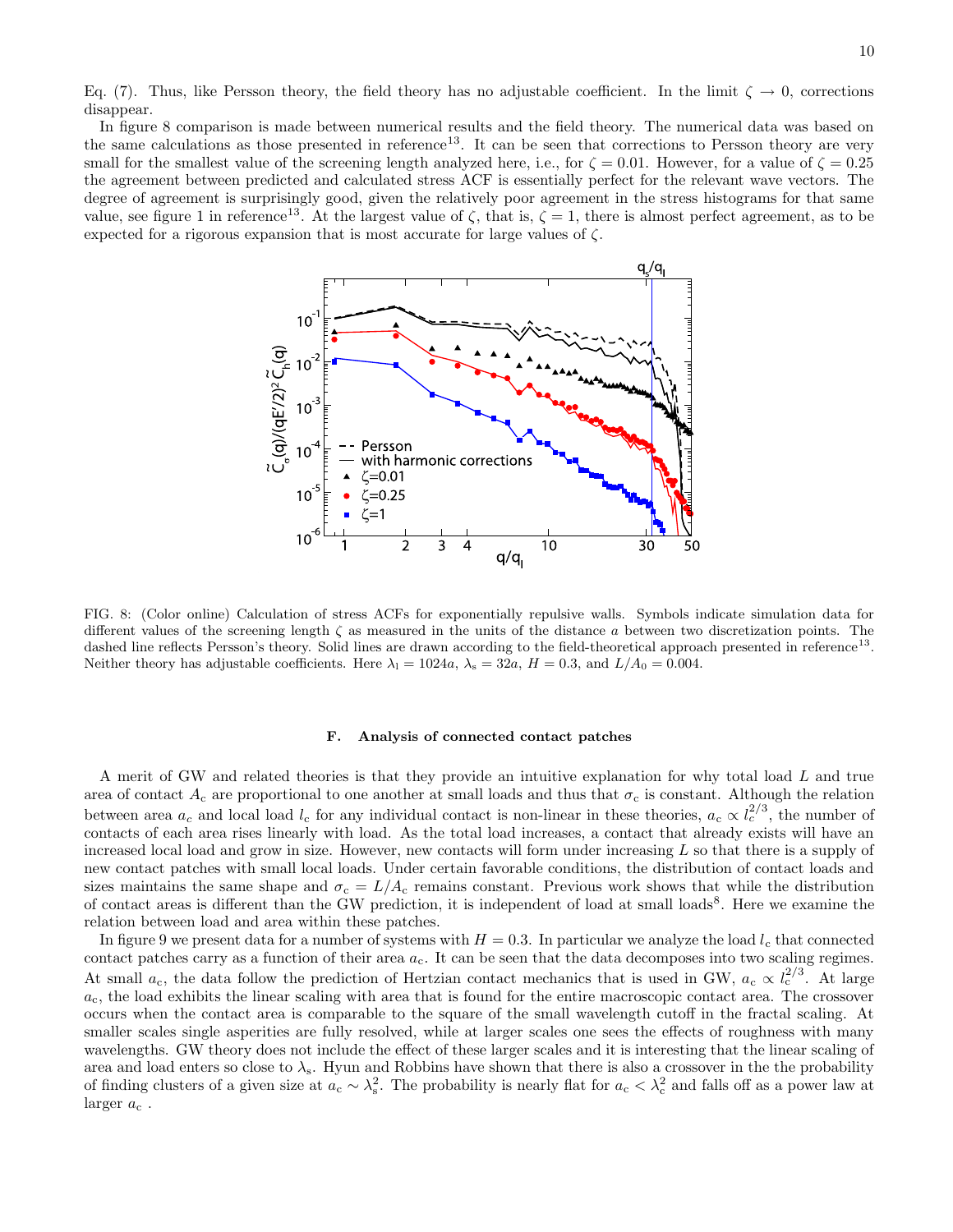Eq. (7). Thus, like Persson theory, the field theory has no adjustable coefficient. In the limit $\zeta \to 0$, corrections disappear.

In figure 8 comparison is made between numerical results and the field theory. The numerical data was based on the same calculations as those presented in reference[13]. It can be seen that corrections to Persson theory are very small for the smallest value of the screening length analyzed here, i.e., for $\zeta = 0.01$. However, for a value of $\zeta = 0.25$ the agreement between predicted and calculated stress ACF is essentially perfect for the relevant wave vectors. The degree of agreement is surprisingly good, given the relatively poor agreement in the stress histograms for that same value, see figure 1 in reference[13]. At the largest value of $\zeta$, that is, $\zeta = 1$, there is almost perfect agreement, as to be expected for a rigorous expansion that is most accurate for large values of $\zeta$.

FIG. 8: (Color online) Calculation of stress ACFs for exponentially repulsive walls. Symbols indicate simulation data for different values of the screening length $\zeta$ as measured in the units of the distance $a$ between two discretization points. The dashed line reflects Persson's theory. Solid lines are drawn according to the field-theoretical approach presented in reference[13]. Neither theory has adjustable coefficients. Here $\lambda_l = 1024a$, $\lambda_s = 32a$, $H = 0.3$, and $L/A_0 = 0.004$.

### F. Analysis of connected contact patches

A merit of GW and related theories is that they provide an intuitive explanation for why total load $L$ and true area of contact $A_c$ are proportional to one another at small loads and thus that $\sigma_c$ is constant. Although the relation between area $a_c$ and local load $l_c$ for any individual contact is non-linear in these theories, $a_c \propto l_c^{2/3}$, the number of contacts of each area rises linearly with load. As the total load increases, a contact that already exists will have an increased local load and grow in size. However, new contacts will form under increasing $L$ so that there is a supply of new contact patches with small local loads. Under certain favorable conditions, the distribution of contact loads and sizes maintains the same shape and $\sigma_c = L/A_c$ remains constant. Previous work shows that while the distribution of contact areas is different than the GW prediction, it is independent of load at small loads[8]. Here we examine the relation between load and area within these patches.

In figure 9 we present data for a number of systems with $H = 0.3$. In particular we analyze the load $l_c$ that connected contact patches carry as a function of their area $a_c$. It can be seen that the data decomposes into two scaling regimes. At small $a_c$, the data follow the prediction of Hertzian contact mechanics that is used in GW, $a_c \propto l_c^{2/3}$. At large $a_c$, the load exhibits the linear scaling with area that is found for the entire macroscopic contact area. The crossover occurs when the contact area is comparable to the square of the small wavelength cutoff in the fractal scaling. At smaller scales single asperities are fully resolved, while at larger scales one sees the effects of roughness with many wavelengths. GW theory does not include the effect of these larger scales and it is interesting that the linear scaling of area and load enters so close to $\lambda_s$. Hyun and Robbins have shown that there is also a crossover in the the probability of finding clusters of a given size at $a_c \sim \lambda_s^2$. The probability is nearly flat for $a_c < \lambda_c^2$ and falls off as a power law at larger $a_c$ .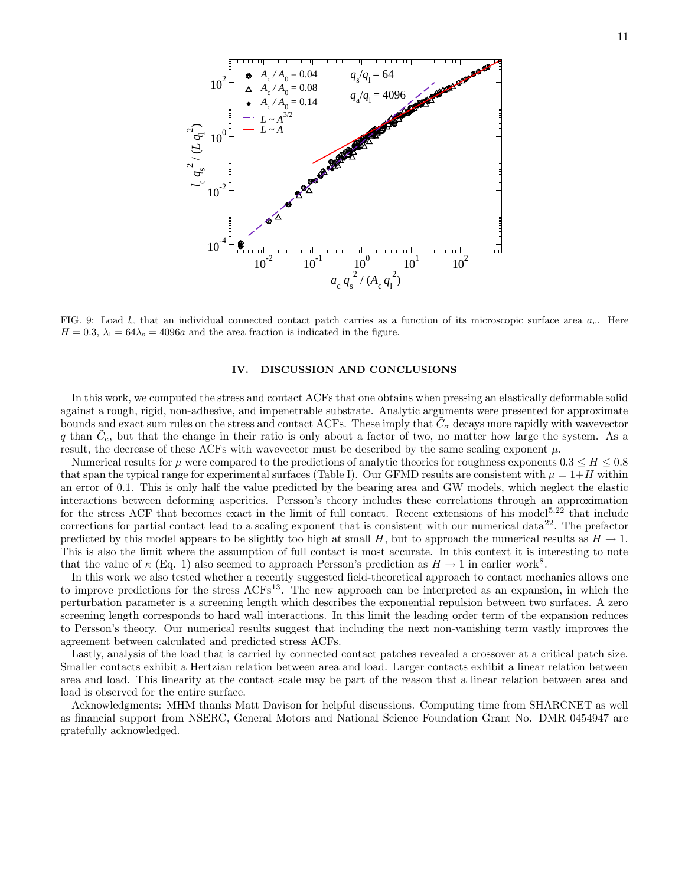FIG. 9: Load $l_c$ that an individual connected contact patch carries as a function of its microscopic surface area $a_c$. Here $H = 0.3$, $\lambda_l = 64\lambda_s = 4096a$ and the area fraction is indicated in the figure.

## IV. DISCUSSION AND CONCLUSIONS

In this work, we computed the stress and contact ACFs that one obtains when pressing an elastically deformable solid against a rough, rigid, non-adhesive, and impenetrable substrate. Analytic arguments were presented for approximate bounds and exact sum rules on the stress and contact ACFs. These imply that $\tilde{C}_\sigma$ decays more rapidly with wavevector $q$ than $\tilde{C}_c$, but that the change in their ratio is only about a factor of two, no matter how large the system. As a result, the decrease of these ACFs with wavevector must be described by the same scaling exponent $\mu$.

Numerical results for $\mu$ were compared to the predictions of analytic theories for roughness exponents $0.3 \leq H \leq 0.8$ that span the typical range for experimental surfaces (Table I). Our GFMD results are consistent with $\mu = 1+H$ within an error of 0.1. This is only half the value predicted by the bearing area and GW models, which neglect the elastic interactions between deforming asperities. Persson's theory includes these correlations through an approximation for the stress ACF that becomes exact in the limit of full contact. Recent extensions of his model[5,22] that include corrections for partial contact lead to a scaling exponent that is consistent with our numerical data[22]. The prefactor predicted by this model appears to be slightly too high at small $H$, but to approach the numerical results as $H \to 1$. This is also the limit where the assumption of full contact is most accurate. In this context it is interesting to note that the value of $\kappa$ (Eq. 1) also seemed to approach Persson's prediction as $H \to 1$ in earlier work[8].

In this work we also tested whether a recently suggested field-theoretical approach to contact mechanics allows one to improve predictions for the stress ACFs[13]. The new approach can be interpreted as an expansion, in which the perturbation parameter is a screening length which describes the exponential repulsion between two surfaces. A zero screening length corresponds to hard wall interactions. In this limit the leading order term of the expansion reduces to Persson's theory. Our numerical results suggest that including the next non-vanishing term vastly improves the agreement between calculated and predicted stress ACFs.

Lastly, analysis of the load that is carried by connected contact patches revealed a crossover at a critical patch size. Smaller contacts exhibit a Hertzian relation between area and load. Larger contacts exhibit a linear relation between area and load. This linearity at the contact scale may be part of the reason that a linear relation between area and load is observed for the entire surface.

Acknowledgments: MHM thanks Matt Davison for helpful discussions. Computing time from SHARCNET as well as financial support from NSERC, General Motors and National Science Foundation Grant No. DMR 0454947 are gratefully acknowledged.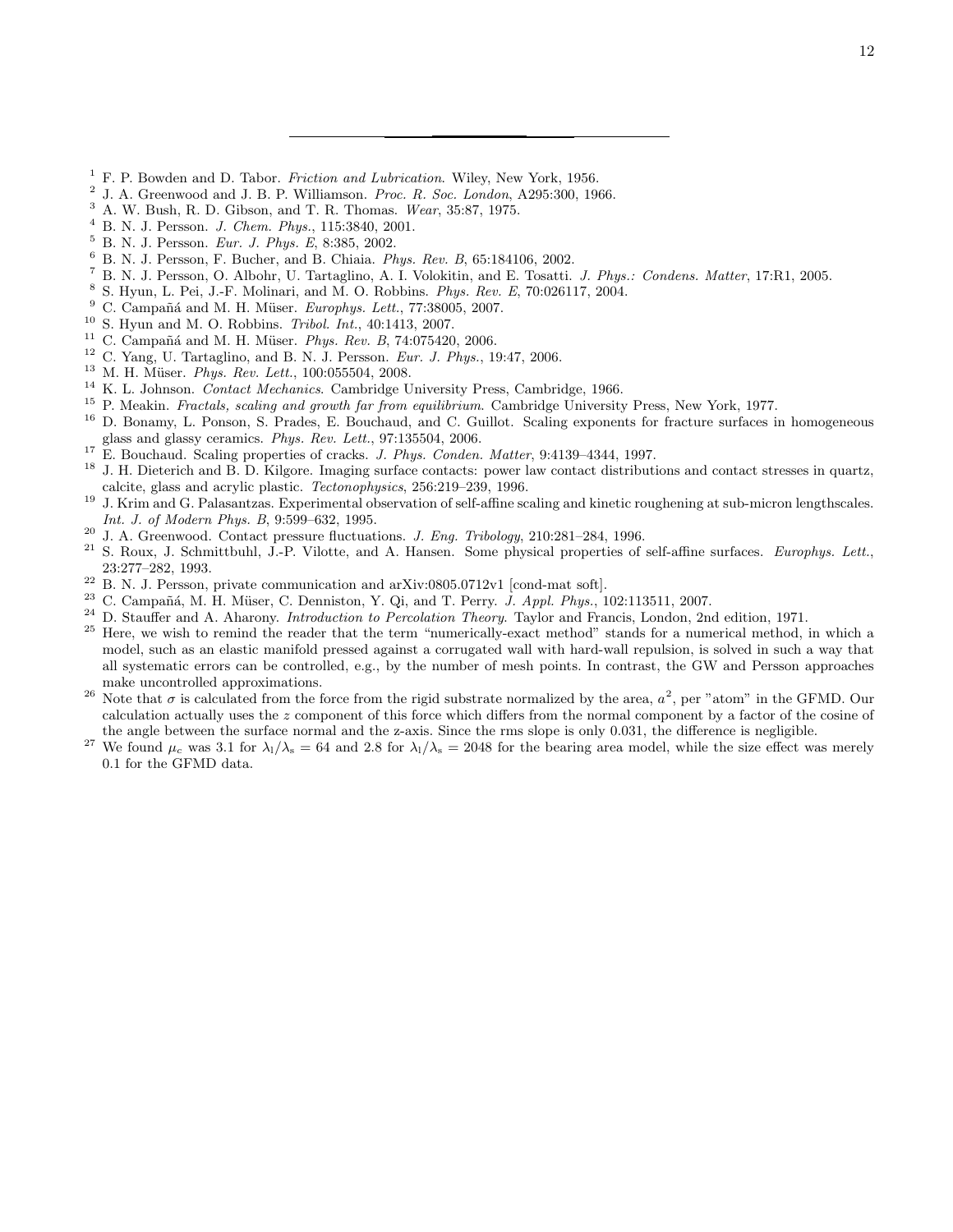[1] F. P. Bowden and D. Tabor. *Friction and Lubrication*. Wiley, New York, 1956.
[2] J. A. Greenwood and J. B. P. Williamson. *Proc. R. Soc. London*, A295:300, 1966.
[3] A. W. Bush, R. D. Gibson, and T. R. Thomas. *Wear*, 35:87, 1975.
[4] B. N. J. Persson. *J. Chem. Phys.*, 115:3840, 2001.
[5] B. N. J. Persson. *Eur. J. Phys. E*, 8:385, 2002.
[6] B. N. J. Persson, F. Bucher, and B. Chiaia. *Phys. Rev. B*, 65:184106, 2002.
[7] B. N. J. Persson, O. Albohr, U. Tartaglino, A. I. Volokitin, and E. Tosatti. *J. Phys.: Condens. Matter*, 17:R1, 2005.
[8] S. Hyun, L. Pei, J.-F. Molinari, and M. O. Robbins. *Phys. Rev. E*, 70:026117, 2004.
[9] C. Campañá and M. H. Müser. *Europhys. Lett.*, 77:38005, 2007.
[10] S. Hyun and M. O. Robbins. *Tribol. Int.*, 40:1413, 2007.
[11] C. Campañá and M. H. Müser. *Phys. Rev. B*, 74:075420, 2006.
[12] C. Yang, U. Tartaglino, and B. N. J. Persson. *Eur. J. Phys.*, 19:47, 2006.
[13] M. H. Müser. *Phys. Rev. Lett.*, 100:055504, 2008.
[14] K. L. Johnson. *Contact Mechanics*. Cambridge University Press, Cambridge, 1966.
[15] P. Meakin. *Fractals, scaling and growth far from equilibrium*. Cambridge University Press, New York, 1977.
[16] D. Bonamy, L. Ponson, S. Prades, E. Bouchaud, and C. Guillot. Scaling exponents for fracture surfaces in homogeneous glass and glassy ceramics. *Phys. Rev. Lett.*, 97:135504, 2006.
[17] E. Bouchaud. Scaling properties of cracks. *J. Phys. Conden. Matter*, 9:4139–4344, 1997.
[18] J. H. Dieterich and B. D. Kilgore. Imaging surface contacts: power law contact distributions and contact stresses in quartz, calcite, glass and acrylic plastic. *Tectonophysics*, 256:219–239, 1996.
[19] J. Krim and G. Palasantzas. Experimental observation of self-affine scaling and kinetic roughening at sub-micron lengthscales. *Int. J. of Modern Phys. B*, 9:599–632, 1995.
[20] J. A. Greenwood. Contact pressure fluctuations. *J. Eng. Tribology*, 210:281–284, 1996.
[21] S. Roux, J. Schmittbuhl, J.-P. Vilotte, and A. Hansen. Some physical properties of self-affine surfaces. *Europhys. Lett.*, 23:277–282, 1993.
[22] B. N. J. Persson, private communication and arXiv:0805.0712v1 [cond-mat soft].
[23] C. Campañá, M. H. Müser, C. Denniston, Y. Qi, and T. Perry. *J. Appl. Phys.*, 102:113511, 2007.
[24] D. Stauffer and A. Aharony. *Introduction to Percolation Theory*. Taylor and Francis, London, 2nd edition, 1971.
[25] Here, we wish to remind the reader that the term "numerically-exact method" stands for a numerical method, in which a model, such as an elastic manifold pressed against a corrugated wall with hard-wall repulsion, is solved in such a way that all systematic errors can be controlled, e.g., by the number of mesh points. In contrast, the GW and Persson approaches make uncontrolled approximations.
[26] Note that $\sigma$ is calculated from the force from the rigid substrate normalized by the area, $a^2$, per "atom" in the GFMD. Our calculation actually uses the $z$ component of this force which differs from the normal component by a factor of the cosine of the angle between the surface normal and the z-axis. Since the rms slope is only 0.031, the difference is negligible.
[27] We found $\mu_c$ was 3.1 for $\lambda_l/\lambda_s = 64$ and 2.8 for $\lambda_l/\lambda_s = 2048$ for the bearing area model, while the size effect was merely 0.1 for the GFMD data.